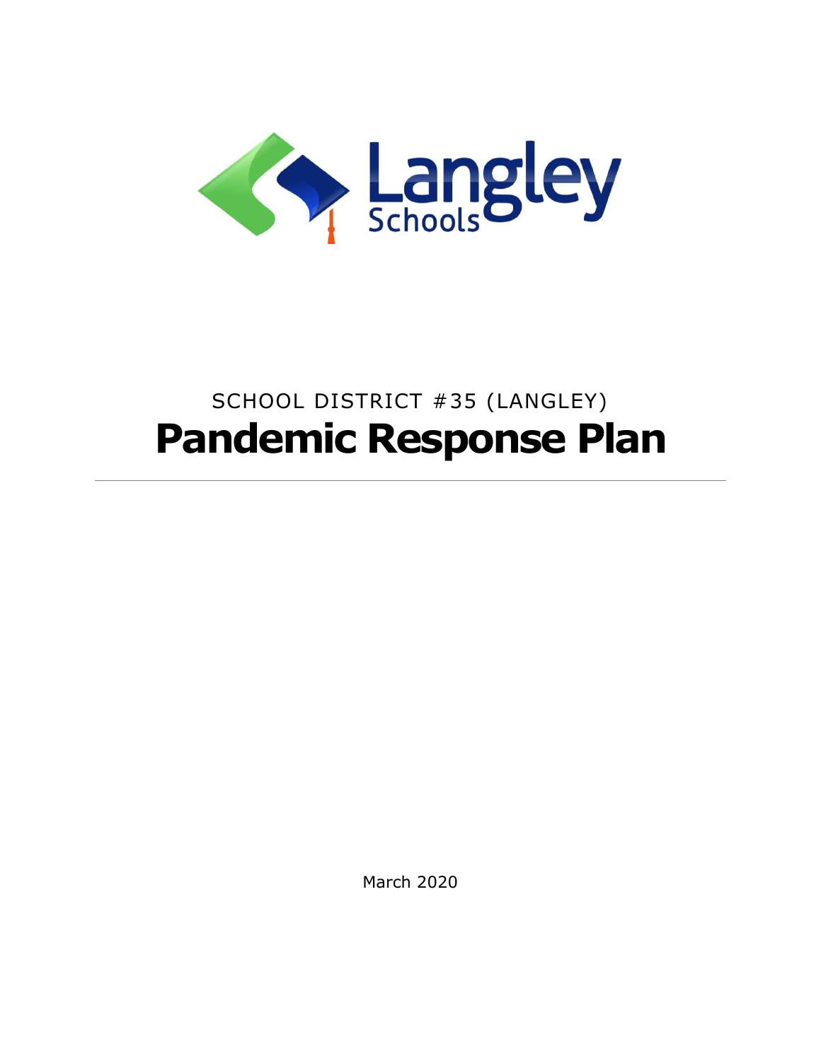SCHOOL DISTRICT #35 (LANGLEY)

# Pandemic Response Plan

---

March 2020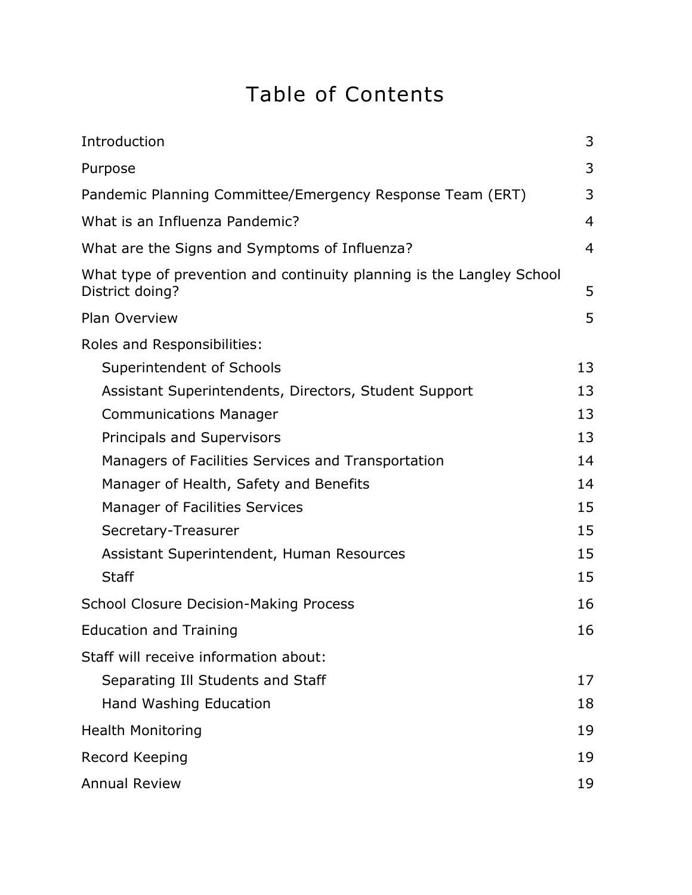# Table of Contents

| | |
|---|---|
| Introduction | 3 |
| Purpose | 3 |
| Pandemic Planning Committee/Emergency Response Team (ERT) | 3 |
| What is an Influenza Pandemic? | 4 |
| What are the Signs and Symptoms of Influenza? | 4 |
| What type of prevention and continuity planning is the Langley School District doing? | 5 |
| Plan Overview | 5 |
| Roles and Responsibilities: | |
| Superintendent of Schools | 13 |
| Assistant Superintendents, Directors, Student Support | 13 |
| Communications Manager | 13 |
| Principals and Supervisors | 13 |
| Managers of Facilities Services and Transportation | 14 |
| Manager of Health, Safety and Benefits | 14 |
| Manager of Facilities Services | 15 |
| Secretary-Treasurer | 15 |
| Assistant Superintendent, Human Resources | 15 |
| Staff | 15 |
| School Closure Decision-Making Process | 16 |
| Education and Training | 16 |
| Staff will receive information about: | |
| Separating Ill Students and Staff | 17 |
| Hand Washing Education | 18 |
| Health Monitoring | 19 |
| Record Keeping | 19 |
| Annual Review | 19 |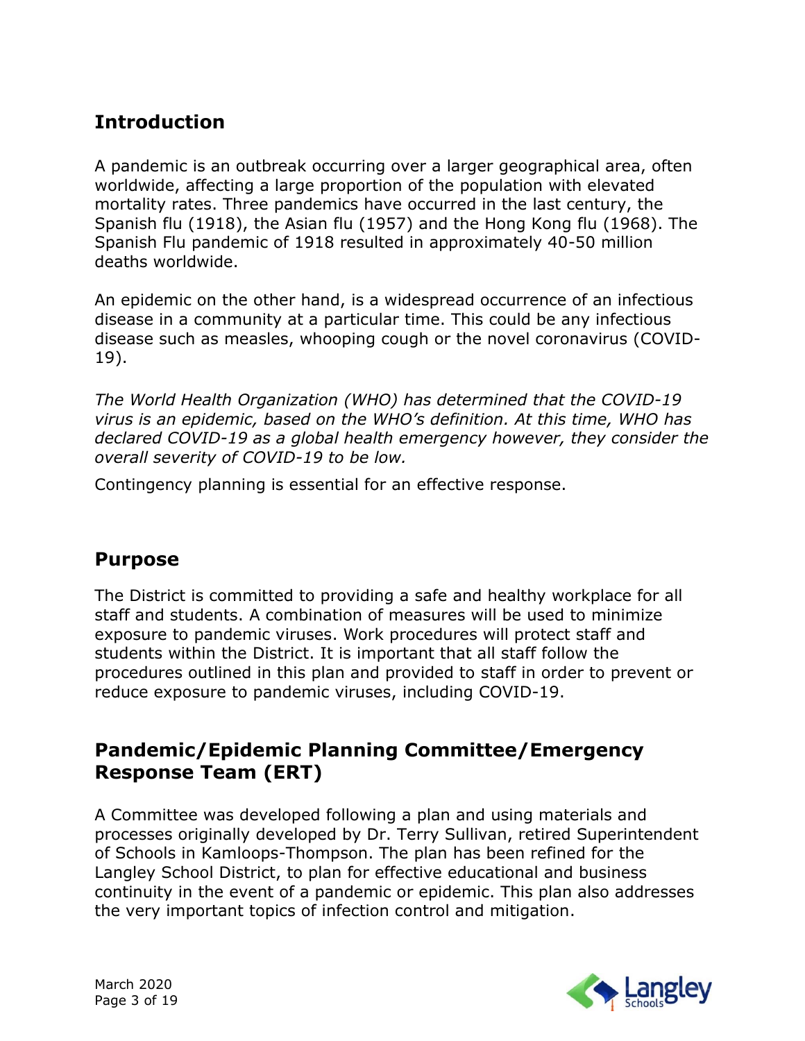## Introduction

A pandemic is an outbreak occurring over a larger geographical area, often worldwide, affecting a large proportion of the population with elevated mortality rates. Three pandemics have occurred in the last century, the Spanish flu (1918), the Asian flu (1957) and the Hong Kong flu (1968). The Spanish Flu pandemic of 1918 resulted in approximately 40-50 million deaths worldwide.

An epidemic on the other hand, is a widespread occurrence of an infectious disease in a community at a particular time. This could be any infectious disease such as measles, whooping cough or the novel coronavirus (COVID-19).

*The World Health Organization (WHO) has determined that the COVID-19 virus is an epidemic, based on the WHO's definition. At this time, WHO has declared COVID-19 as a global health emergency however, they consider the overall severity of COVID-19 to be low.*

Contingency planning is essential for an effective response.

## Purpose

The District is committed to providing a safe and healthy workplace for all staff and students. A combination of measures will be used to minimize exposure to pandemic viruses. Work procedures will protect staff and students within the District. It is important that all staff follow the procedures outlined in this plan and provided to staff in order to prevent or reduce exposure to pandemic viruses, including COVID-19.

## Pandemic/Epidemic Planning Committee/Emergency Response Team (ERT)

A Committee was developed following a plan and using materials and processes originally developed by Dr. Terry Sullivan, retired Superintendent of Schools in Kamloops-Thompson. The plan has been refined for the Langley School District, to plan for effective educational and business continuity in the event of a pandemic or epidemic. This plan also addresses the very important topics of infection control and mitigation.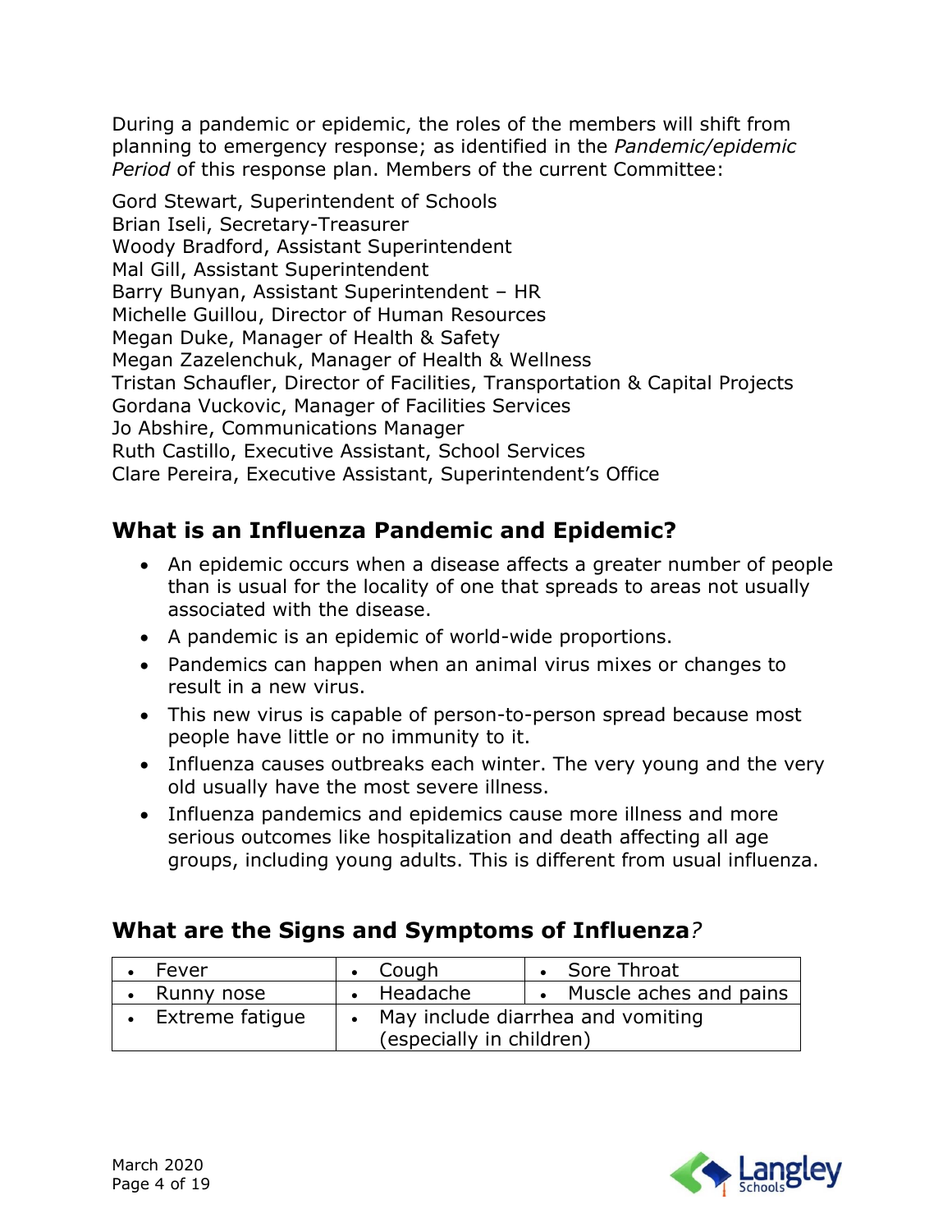During a pandemic or epidemic, the roles of the members will shift from planning to emergency response; as identified in the *Pandemic/epidemic Period* of this response plan. Members of the current Committee:

Gord Stewart, Superintendent of Schools
Brian Iseli, Secretary-Treasurer
Woody Bradford, Assistant Superintendent
Mal Gill, Assistant Superintendent
Barry Bunyan, Assistant Superintendent – HR
Michelle Guillou, Director of Human Resources
Megan Duke, Manager of Health & Safety
Megan Zazelenchuk, Manager of Health & Wellness
Tristan Schaufler, Director of Facilities, Transportation & Capital Projects
Gordana Vuckovic, Manager of Facilities Services
Jo Abshire, Communications Manager
Ruth Castillo, Executive Assistant, School Services
Clare Pereira, Executive Assistant, Superintendent's Office

## What is an Influenza Pandemic and Epidemic?

- An epidemic occurs when a disease affects a greater number of people than is usual for the locality of one that spreads to areas not usually associated with the disease.
- A pandemic is an epidemic of world-wide proportions.
- Pandemics can happen when an animal virus mixes or changes to result in a new virus.
- This new virus is capable of person-to-person spread because most people have little or no immunity to it.
- Influenza causes outbreaks each winter. The very young and the very old usually have the most severe illness.
- Influenza pandemics and epidemics cause more illness and more serious outcomes like hospitalization and death affecting all age groups, including young adults. This is different from usual influenza.

## What are the Signs and Symptoms of Influenza*?*

| | | |
|---|---|---|
| • Fever | • Cough | • Sore Throat |
| • Runny nose | • Headache | • Muscle aches and pains |
| • Extreme fatigue | • May include diarrhea and vomiting (especially in children) | |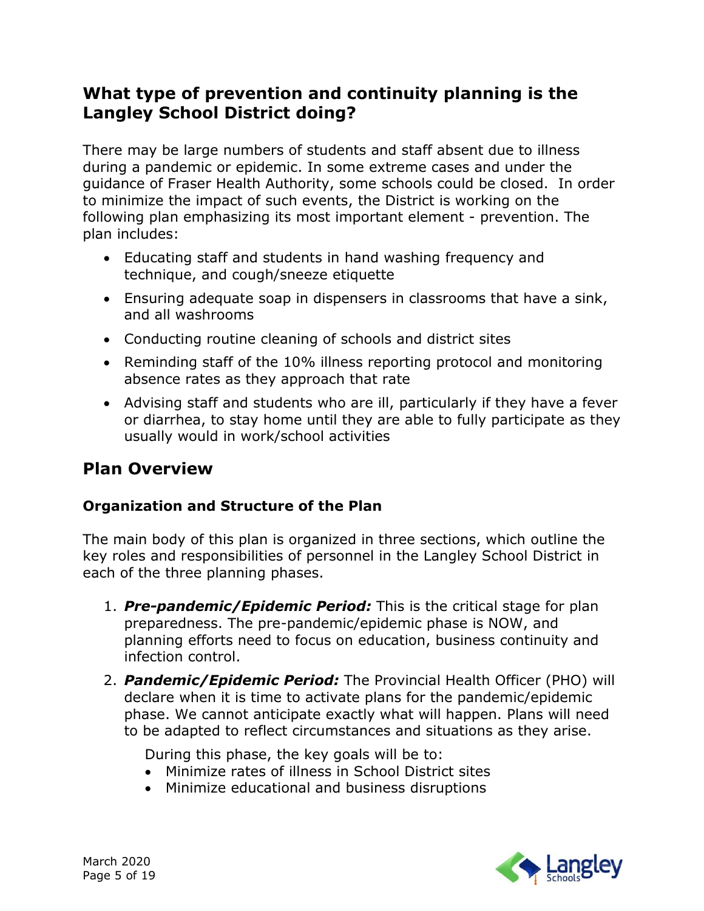## What type of prevention and continuity planning is the Langley School District doing?

There may be large numbers of students and staff absent due to illness during a pandemic or epidemic. In some extreme cases and under the guidance of Fraser Health Authority, some schools could be closed. In order to minimize the impact of such events, the District is working on the following plan emphasizing its most important element - prevention. The plan includes:

- Educating staff and students in hand washing frequency and technique, and cough/sneeze etiquette
- Ensuring adequate soap in dispensers in classrooms that have a sink, and all washrooms
- Conducting routine cleaning of schools and district sites
- Reminding staff of the 10% illness reporting protocol and monitoring absence rates as they approach that rate
- Advising staff and students who are ill, particularly if they have a fever or diarrhea, to stay home until they are able to fully participate as they usually would in work/school activities

## Plan Overview

### Organization and Structure of the Plan

The main body of this plan is organized in three sections, which outline the key roles and responsibilities of personnel in the Langley School District in each of the three planning phases.

1. ***Pre-pandemic/Epidemic Period:*** This is the critical stage for plan preparedness. The pre-pandemic/epidemic phase is NOW, and planning efforts need to focus on education, business continuity and infection control.
2. ***Pandemic/Epidemic Period:*** The Provincial Health Officer (PHO) will declare when it is time to activate plans for the pandemic/epidemic phase. We cannot anticipate exactly what will happen. Plans will need to be adapted to reflect circumstances and situations as they arise.

   During this phase, the key goals will be to:
   - Minimize rates of illness in School District sites
   - Minimize educational and business disruptions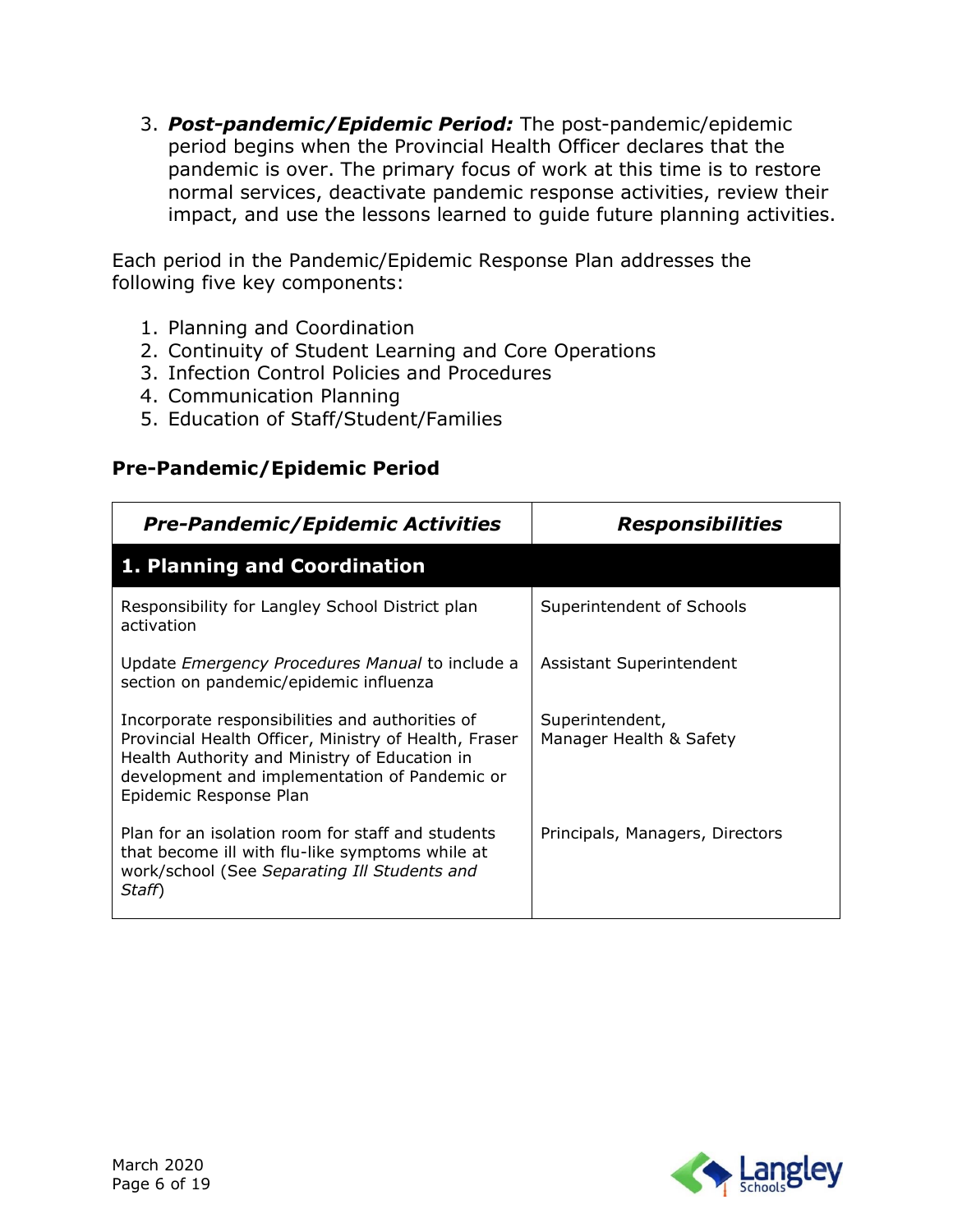3. ***Post-pandemic/Epidemic Period:*** The post-pandemic/epidemic period begins when the Provincial Health Officer declares that the pandemic is over. The primary focus of work at this time is to restore normal services, deactivate pandemic response activities, review their impact, and use the lessons learned to guide future planning activities.

Each period in the Pandemic/Epidemic Response Plan addresses the following five key components:

1. Planning and Coordination
2. Continuity of Student Learning and Core Operations
3. Infection Control Policies and Procedures
4. Communication Planning
5. Education of Staff/Student/Families

## Pre-Pandemic/Epidemic Period

| ***Pre-Pandemic/Epidemic Activities*** | ***Responsibilities*** |
|---|---|
| **1. Planning and Coordination** | |
| Responsibility for Langley School District plan activation | Superintendent of Schools |
| Update *Emergency Procedures Manual* to include a section on pandemic/epidemic influenza | Assistant Superintendent |
| Incorporate responsibilities and authorities of Provincial Health Officer, Ministry of Health, Fraser Health Authority and Ministry of Education in development and implementation of Pandemic or Epidemic Response Plan | Superintendent, Manager Health & Safety |
| Plan for an isolation room for staff and students that become ill with flu-like symptoms while at work/school (See *Separating Ill Students and Staff*) | Principals, Managers, Directors |

March 2020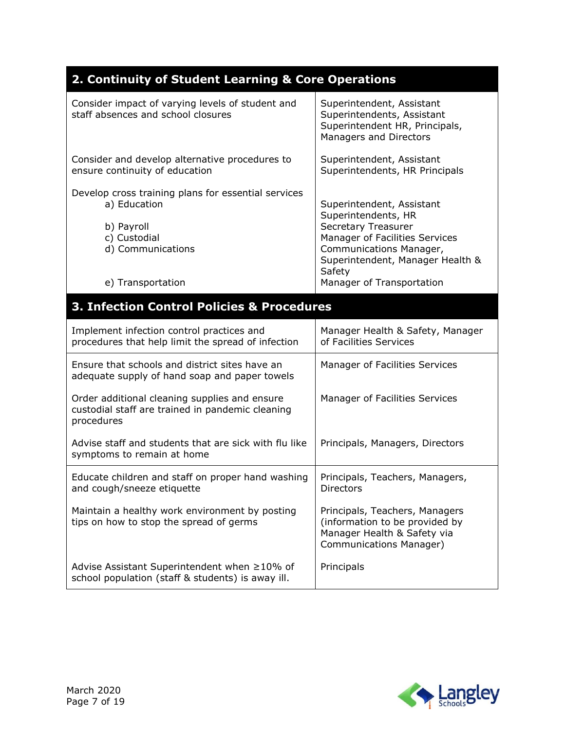| 2. Continuity of Student Learning & Core Operations | |
|---|---|
| Consider impact of varying levels of student and staff absences and school closures | Superintendent, Assistant Superintendents, Assistant Superintendent HR, Principals, Managers and Directors |
| Consider and develop alternative procedures to ensure continuity of education | Superintendent, Assistant Superintendents, HR Principals |
| Develop cross training plans for essential services<br>a) Education<br>b) Payroll<br>c) Custodial<br>d) Communications<br>e) Transportation | Superintendent, Assistant Superintendents, HR<br>Secretary Treasurer<br>Manager of Facilities Services<br>Communications Manager, Superintendent, Manager Health & Safety<br>Manager of Transportation |
| **3. Infection Control Policies & Procedures** | |
| Implement infection control practices and procedures that help limit the spread of infection | Manager Health & Safety, Manager of Facilities Services |
| Ensure that schools and district sites have an adequate supply of hand soap and paper towels | Manager of Facilities Services |
| Order additional cleaning supplies and ensure custodial staff are trained in pandemic cleaning procedures | Manager of Facilities Services |
| Advise staff and students that are sick with flu like symptoms to remain at home | Principals, Managers, Directors |
| Educate children and staff on proper hand washing and cough/sneeze etiquette | Principals, Teachers, Managers, Directors |
| Maintain a healthy work environment by posting tips on how to stop the spread of germs | Principals, Teachers, Managers (information to be provided by Manager Health & Safety via Communications Manager) |
| Advise Assistant Superintendent when ≥10% of school population (staff & students) is away ill. | Principals |

March 2020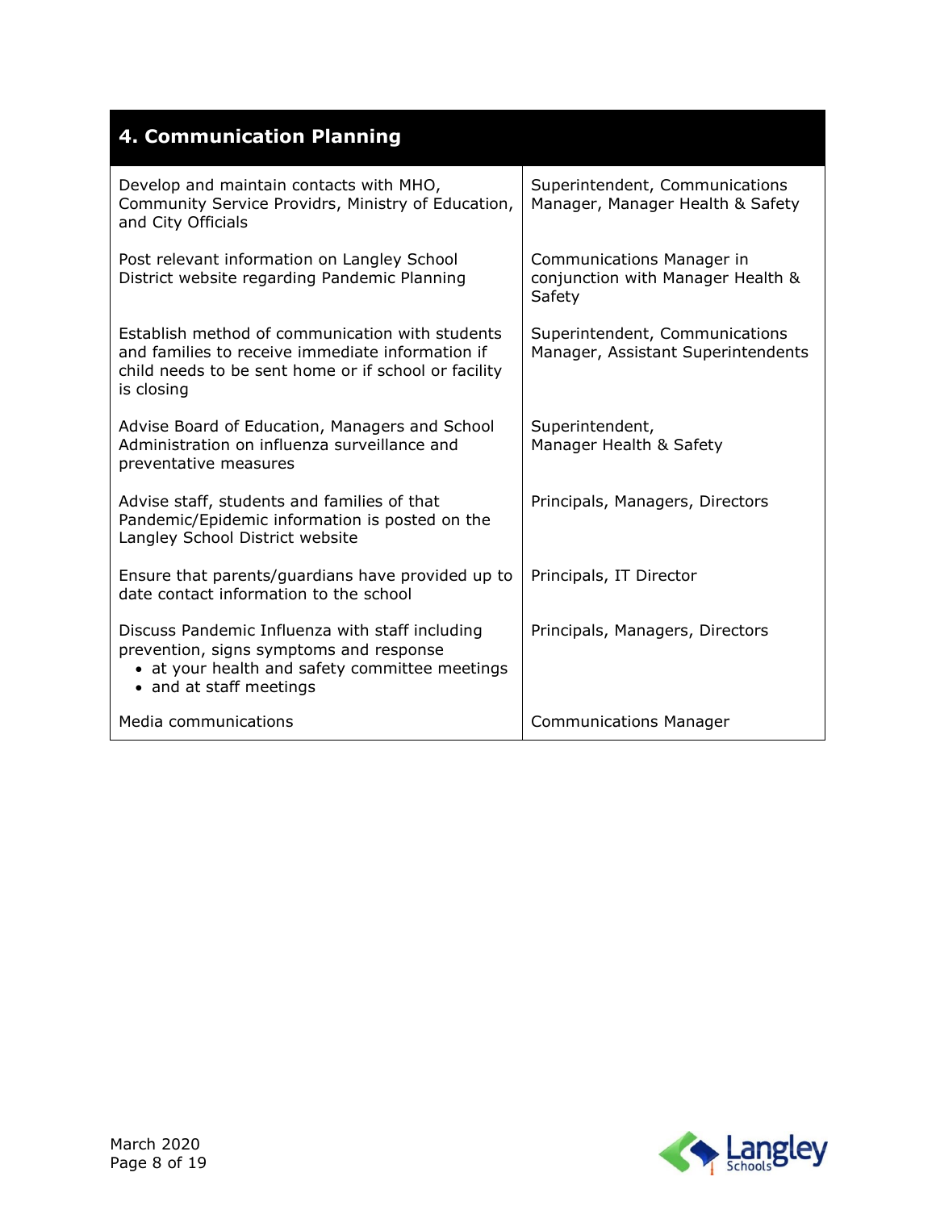| 4. Communication Planning | |
|---|---|
| Develop and maintain contacts with MHO, Community Service Providrs, Ministry of Education, and City Officials | Superintendent, Communications Manager, Manager Health & Safety |
| Post relevant information on Langley School District website regarding Pandemic Planning | Communications Manager in conjunction with Manager Health & Safety |
| Establish method of communication with students and families to receive immediate information if child needs to be sent home or if school or facility is closing | Superintendent, Communications Manager, Assistant Superintendents |
| Advise Board of Education, Managers and School Administration on influenza surveillance and preventative measures | Superintendent, Manager Health & Safety |
| Advise staff, students and families of that Pandemic/Epidemic information is posted on the Langley School District website | Principals, Managers, Directors |
| Ensure that parents/guardians have provided up to date contact information to the school | Principals, IT Director |
| Discuss Pandemic Influenza with staff including prevention, signs symptoms and response<br>• at your health and safety committee meetings<br>• and at staff meetings | Principals, Managers, Directors |
| Media communications | Communications Manager |

March 2020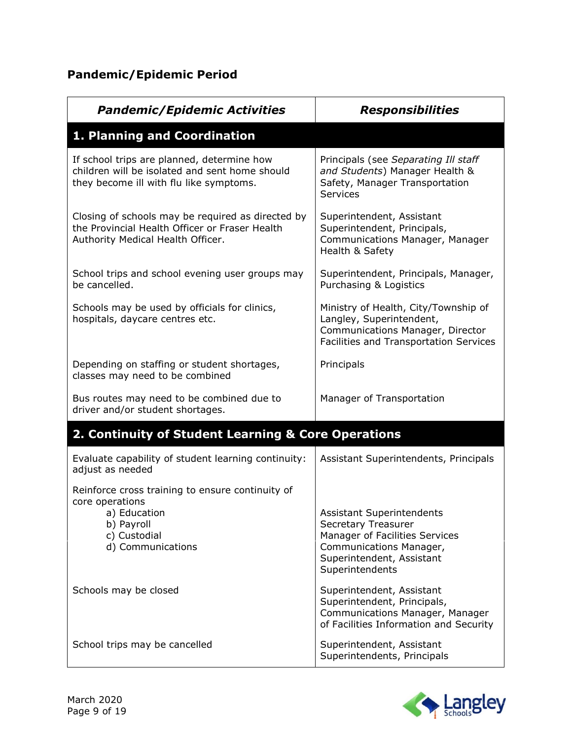## Pandemic/Epidemic Period

| *Pandemic/Epidemic Activities* | *Responsibilities* |
|---|---|
| **1. Planning and Coordination** | |
| If school trips are planned, determine how children will be isolated and sent home should they become ill with flu like symptoms. | Principals (see *Separating Ill staff and Students*) Manager Health & Safety, Manager Transportation Services |
| Closing of schools may be required as directed by the Provincial Health Officer or Fraser Health Authority Medical Health Officer. | Superintendent, Assistant Superintendent, Principals, Communications Manager, Manager Health & Safety |
| School trips and school evening user groups may be cancelled. | Superintendent, Principals, Manager, Purchasing & Logistics |
| Schools may be used by officials for clinics, hospitals, daycare centres etc. | Ministry of Health, City/Township of Langley, Superintendent, Communications Manager, Director Facilities and Transportation Services |
| Depending on staffing or student shortages, classes may need to be combined | Principals |
| Bus routes may need to be combined due to driver and/or student shortages. | Manager of Transportation |
| **2. Continuity of Student Learning & Core Operations** | |
| Evaluate capability of student learning continuity: adjust as needed | Assistant Superintendents, Principals |
| Reinforce cross training to ensure continuity of core operations<br>a) Education<br>b) Payroll<br>c) Custodial<br>d) Communications | <br>Assistant Superintendents<br>Secretary Treasurer<br>Manager of Facilities Services<br>Communications Manager, Superintendent, Assistant Superintendents |
| Schools may be closed | Superintendent, Assistant Superintendent, Principals, Communications Manager, Manager of Facilities Information and Security |
| School trips may be cancelled | Superintendent, Assistant Superintendents, Principals |

March 2020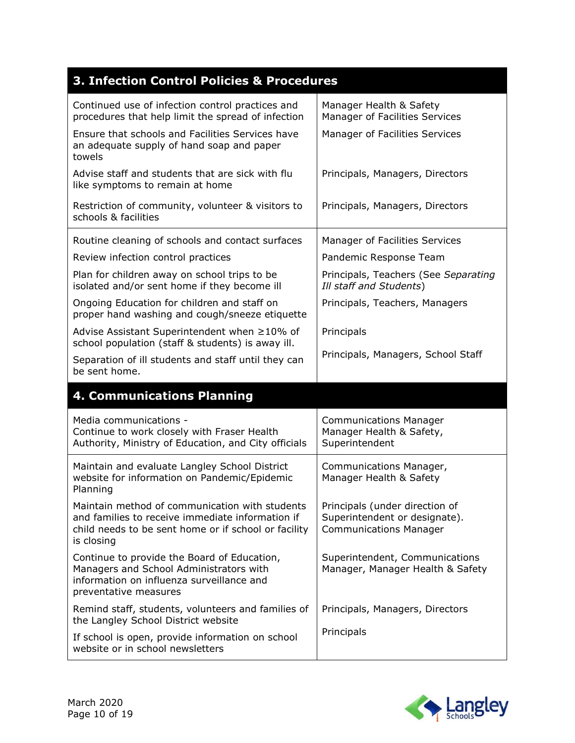| 3. Infection Control Policies & Procedures | |
|---|---|
| Continued use of infection control practices and procedures that help limit the spread of infection | Manager Health & Safety<br>Manager of Facilities Services |
| Ensure that schools and Facilities Services have an adequate supply of hand soap and paper towels | Manager of Facilities Services |
| Advise staff and students that are sick with flu like symptoms to remain at home | Principals, Managers, Directors |
| Restriction of community, volunteer & visitors to schools & facilities | Principals, Managers, Directors |
| Routine cleaning of schools and contact surfaces | Manager of Facilities Services |
| Review infection control practices | Pandemic Response Team |
| Plan for children away on school trips to be isolated and/or sent home if they become ill | Principals, Teachers (See *Separating Ill staff and Students*) |
| Ongoing Education for children and staff on proper hand washing and cough/sneeze etiquette | Principals, Teachers, Managers |
| Advise Assistant Superintendent when ≥10% of school population (staff & students) is away ill. | Principals |
| Separation of ill students and staff until they can be sent home. | Principals, Managers, School Staff |

| 4. Communications Planning | |
|---|---|
| Media communications -<br>Continue to work closely with Fraser Health Authority, Ministry of Education, and City officials | Communications Manager<br>Manager Health & Safety,<br>Superintendent |
| Maintain and evaluate Langley School District website for information on Pandemic/Epidemic Planning | Communications Manager,<br>Manager Health & Safety |
| Maintain method of communication with students and families to receive immediate information if child needs to be sent home or if school or facility is closing | Principals (under direction of Superintendent or designate).<br>Communications Manager |
| Continue to provide the Board of Education, Managers and School Administrators with information on influenza surveillance and preventative measures | Superintendent, Communications Manager, Manager Health & Safety |
| Remind staff, students, volunteers and families of the Langley School District website | Principals, Managers, Directors |
| If school is open, provide information on school website or in school newsletters | Principals |

March 2020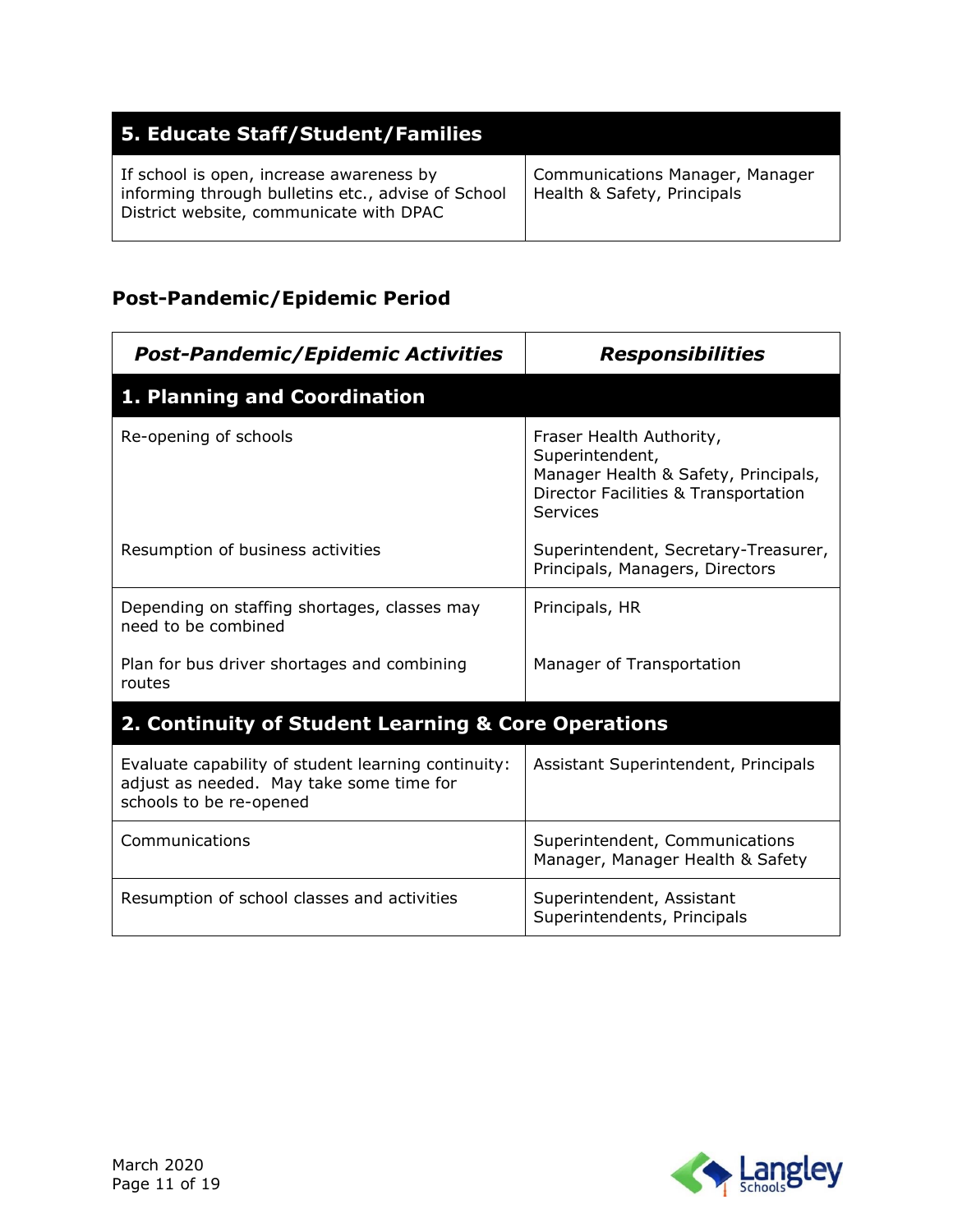| 5. Educate Staff/Student/Families | |
|---|---|
| If school is open, increase awareness by informing through bulletins etc., advise of School District website, communicate with DPAC | Communications Manager, Manager Health & Safety, Principals |

## Post-Pandemic/Epidemic Period

| *Post-Pandemic/Epidemic Activities* | *Responsibilities* |
|---|---|
| **1. Planning and Coordination** | |
| Re-opening of schools | Fraser Health Authority, Superintendent, Manager Health & Safety, Principals, Director Facilities & Transportation Services |
| Resumption of business activities | Superintendent, Secretary-Treasurer, Principals, Managers, Directors |
| Depending on staffing shortages, classes may need to be combined | Principals, HR |
| Plan for bus driver shortages and combining routes | Manager of Transportation |
| **2. Continuity of Student Learning & Core Operations** | |
| Evaluate capability of student learning continuity: adjust as needed. May take some time for schools to be re-opened | Assistant Superintendent, Principals |
| Communications | Superintendent, Communications Manager, Manager Health & Safety |
| Resumption of school classes and activities | Superintendent, Assistant Superintendents, Principals |

March 2020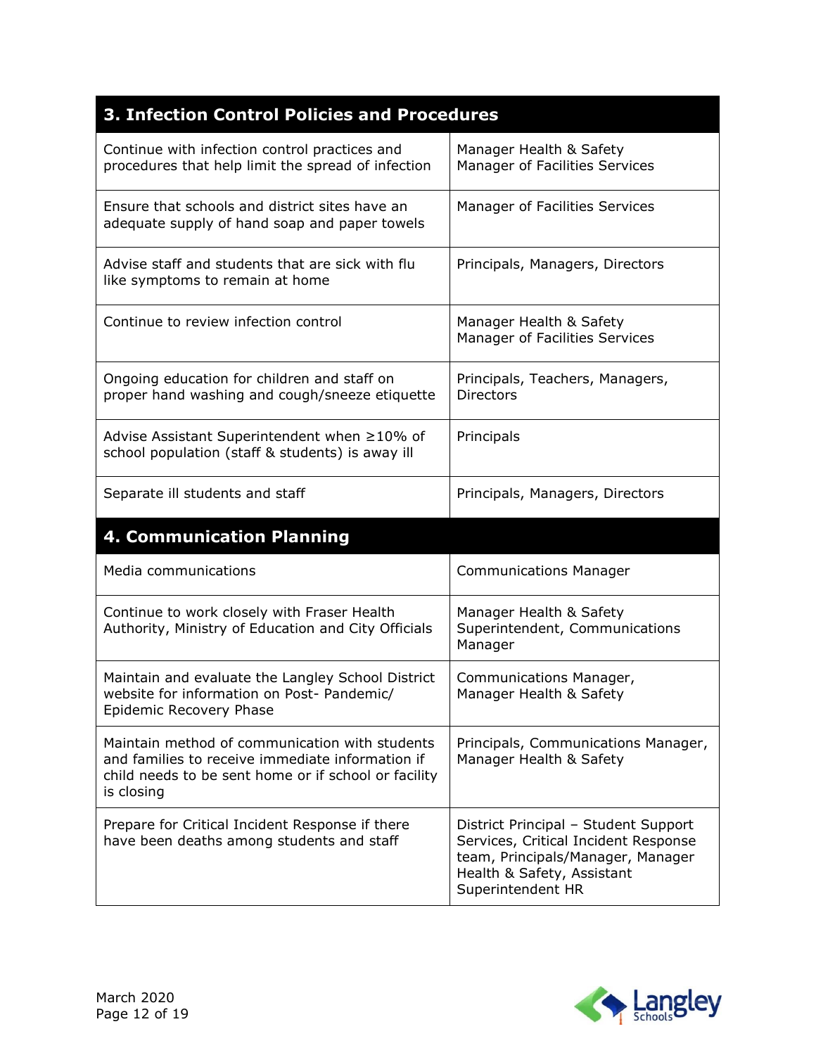| 3. Infection Control Policies and Procedures | |
|---|---|
| Continue with infection control practices and procedures that help limit the spread of infection | Manager Health & Safety<br>Manager of Facilities Services |
| Ensure that schools and district sites have an adequate supply of hand soap and paper towels | Manager of Facilities Services |
| Advise staff and students that are sick with flu like symptoms to remain at home | Principals, Managers, Directors |
| Continue to review infection control | Manager Health & Safety<br>Manager of Facilities Services |
| Ongoing education for children and staff on proper hand washing and cough/sneeze etiquette | Principals, Teachers, Managers, Directors |
| Advise Assistant Superintendent when ≥10% of school population (staff & students) is away ill | Principals |
| Separate ill students and staff | Principals, Managers, Directors |

| 4. Communication Planning | |
|---|---|
| Media communications | Communications Manager |
| Continue to work closely with Fraser Health Authority, Ministry of Education and City Officials | Manager Health & Safety<br>Superintendent, Communications Manager |
| Maintain and evaluate the Langley School District website for information on Post- Pandemic/ Epidemic Recovery Phase | Communications Manager, Manager Health & Safety |
| Maintain method of communication with students and families to receive immediate information if child needs to be sent home or if school or facility is closing | Principals, Communications Manager, Manager Health & Safety |
| Prepare for Critical Incident Response if there have been deaths among students and staff | District Principal – Student Support Services, Critical Incident Response team, Principals/Manager, Manager Health & Safety, Assistant Superintendent HR |

March 2020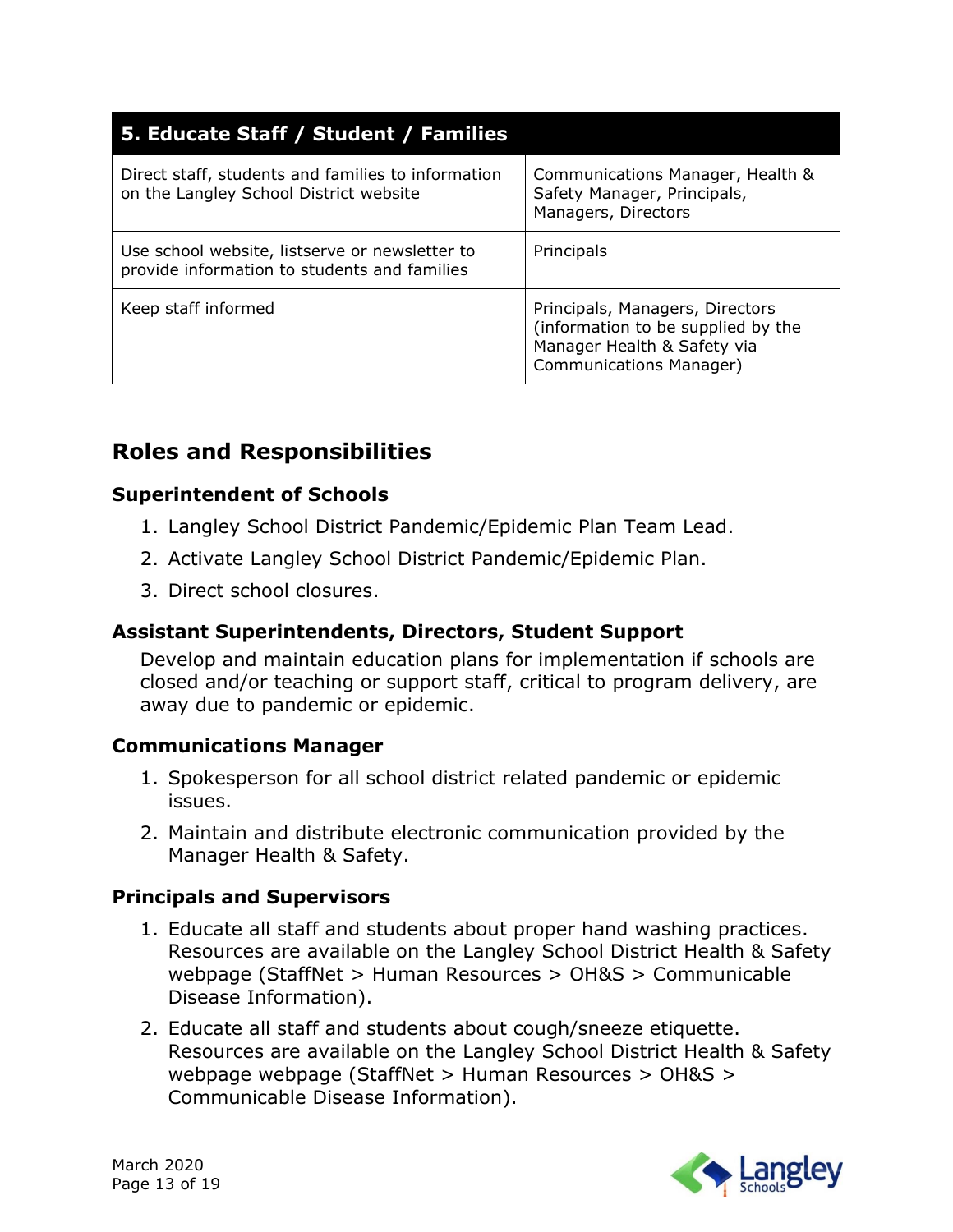| 5. Educate Staff / Student / Families | |
|---|---|
| Direct staff, students and families to information on the Langley School District website | Communications Manager, Health & Safety Manager, Principals, Managers, Directors |
| Use school website, listserve or newsletter to provide information to students and families | Principals |
| Keep staff informed | Principals, Managers, Directors (information to be supplied by the Manager Health & Safety via Communications Manager) |

## Roles and Responsibilities

### Superintendent of Schools

1. Langley School District Pandemic/Epidemic Plan Team Lead.
2. Activate Langley School District Pandemic/Epidemic Plan.
3. Direct school closures.

### Assistant Superintendents, Directors, Student Support

Develop and maintain education plans for implementation if schools are closed and/or teaching or support staff, critical to program delivery, are away due to pandemic or epidemic.

### Communications Manager

1. Spokesperson for all school district related pandemic or epidemic issues.
2. Maintain and distribute electronic communication provided by the Manager Health & Safety.

### Principals and Supervisors

1. Educate all staff and students about proper hand washing practices. Resources are available on the Langley School District Health & Safety webpage (StaffNet > Human Resources > OH&S > Communicable Disease Information).
2. Educate all staff and students about cough/sneeze etiquette. Resources are available on the Langley School District Health & Safety webpage webpage (StaffNet > Human Resources > OH&S > Communicable Disease Information).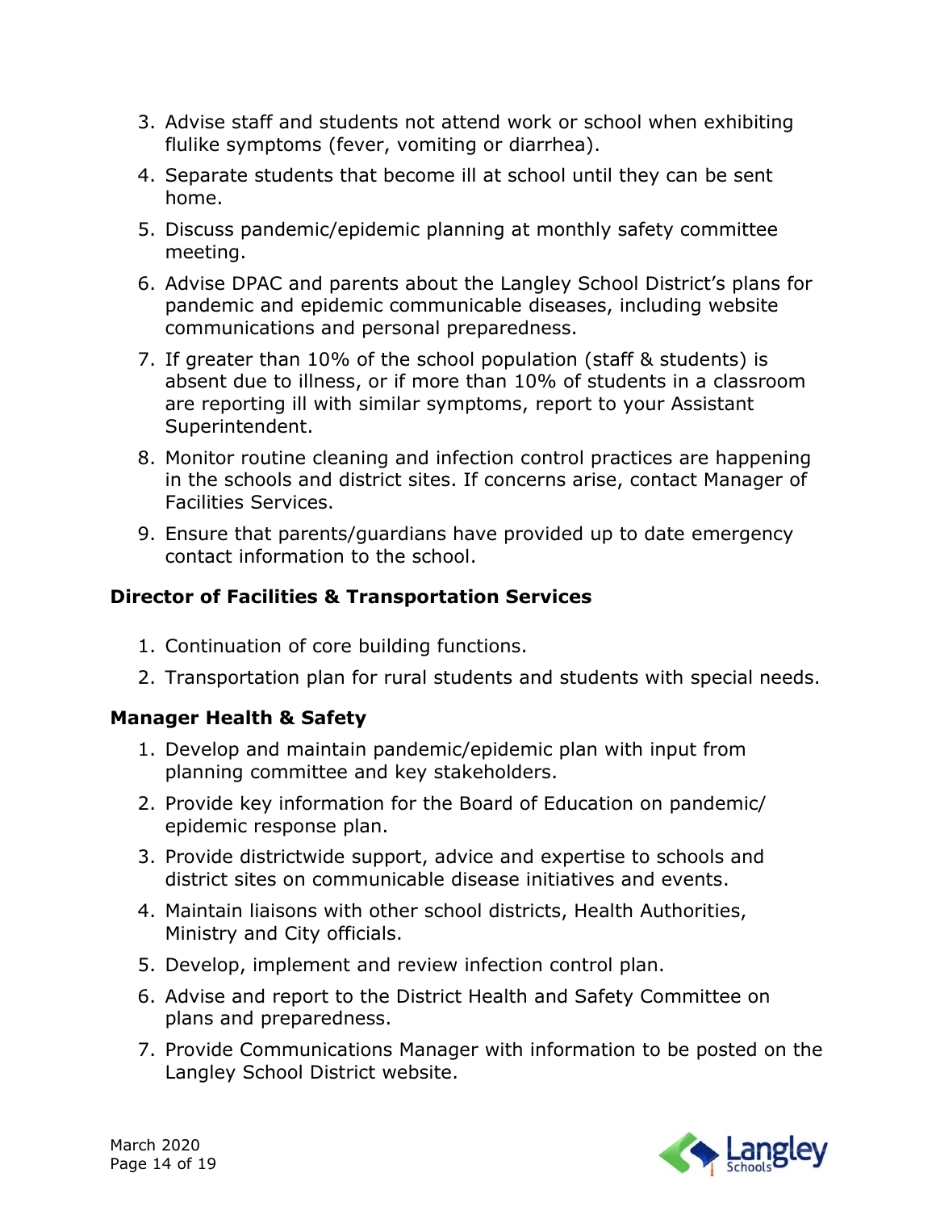3. Advise staff and students not attend work or school when exhibiting flulike symptoms (fever, vomiting or diarrhea).
4. Separate students that become ill at school until they can be sent home.
5. Discuss pandemic/epidemic planning at monthly safety committee meeting.
6. Advise DPAC and parents about the Langley School District's plans for pandemic and epidemic communicable diseases, including website communications and personal preparedness.
7. If greater than 10% of the school population (staff & students) is absent due to illness, or if more than 10% of students in a classroom are reporting ill with similar symptoms, report to your Assistant Superintendent.
8. Monitor routine cleaning and infection control practices are happening in the schools and district sites. If concerns arise, contact Manager of Facilities Services.
9. Ensure that parents/guardians have provided up to date emergency contact information to the school.

**Director of Facilities & Transportation Services**

1. Continuation of core building functions.
2. Transportation plan for rural students and students with special needs.

**Manager Health & Safety**

1. Develop and maintain pandemic/epidemic plan with input from planning committee and key stakeholders.
2. Provide key information for the Board of Education on pandemic/ epidemic response plan.
3. Provide districtwide support, advice and expertise to schools and district sites on communicable disease initiatives and events.
4. Maintain liaisons with other school districts, Health Authorities, Ministry and City officials.
5. Develop, implement and review infection control plan.
6. Advise and report to the District Health and Safety Committee on plans and preparedness.
7. Provide Communications Manager with information to be posted on the Langley School District website.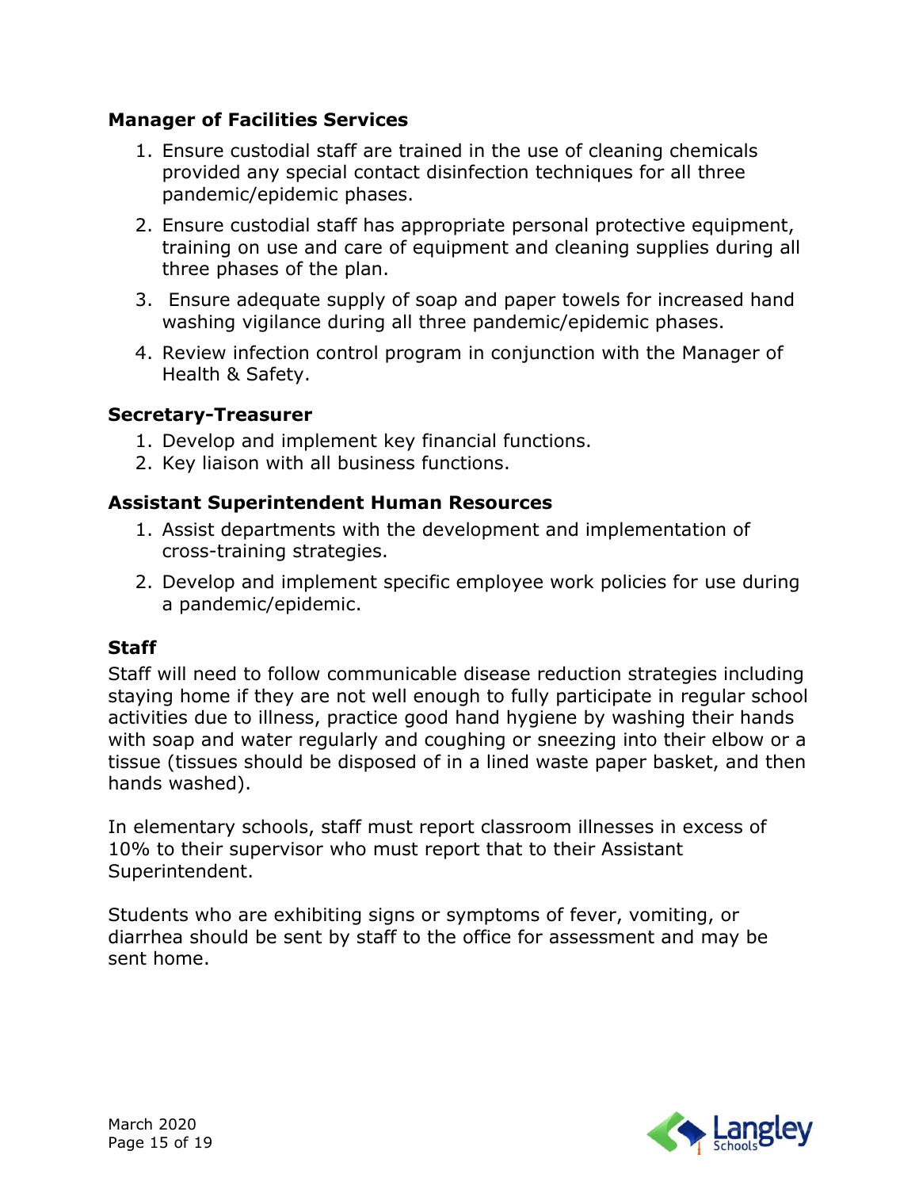**Manager of Facilities Services**

1. Ensure custodial staff are trained in the use of cleaning chemicals provided any special contact disinfection techniques for all three pandemic/epidemic phases.
2. Ensure custodial staff has appropriate personal protective equipment, training on use and care of equipment and cleaning supplies during all three phases of the plan.
3. Ensure adequate supply of soap and paper towels for increased hand washing vigilance during all three pandemic/epidemic phases.
4. Review infection control program in conjunction with the Manager of Health & Safety.

**Secretary-Treasurer**

1. Develop and implement key financial functions.
2. Key liaison with all business functions.

**Assistant Superintendent Human Resources**

1. Assist departments with the development and implementation of cross-training strategies.
2. Develop and implement specific employee work policies for use during a pandemic/epidemic.

**Staff**

Staff will need to follow communicable disease reduction strategies including staying home if they are not well enough to fully participate in regular school activities due to illness, practice good hand hygiene by washing their hands with soap and water regularly and coughing or sneezing into their elbow or a tissue (tissues should be disposed of in a lined waste paper basket, and then hands washed).

In elementary schools, staff must report classroom illnesses in excess of 10% to their supervisor who must report that to their Assistant Superintendent.

Students who are exhibiting signs or symptoms of fever, vomiting, or diarrhea should be sent by staff to the office for assessment and may be sent home.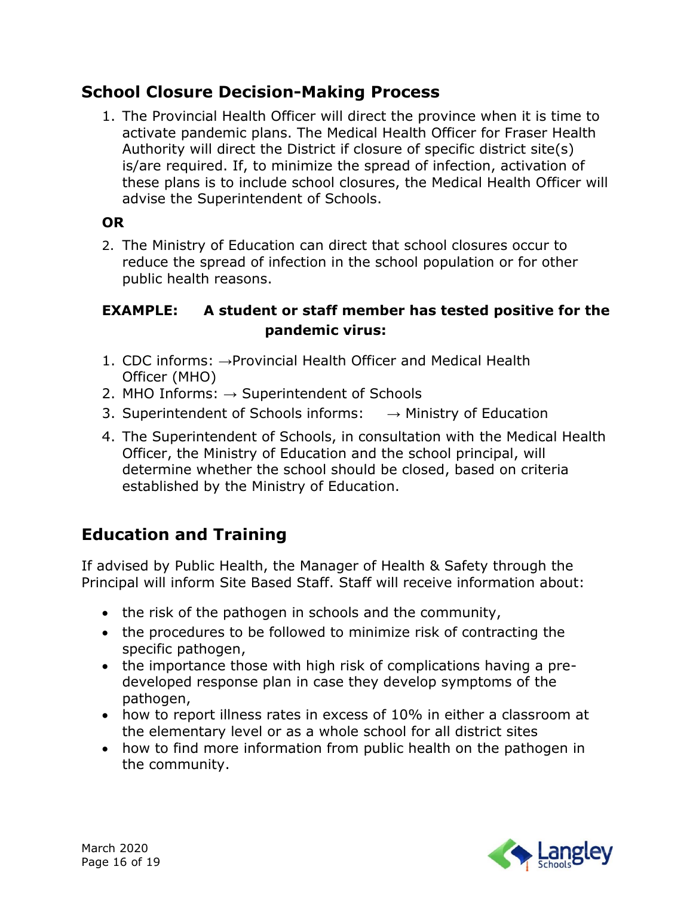## School Closure Decision-Making Process

1. The Provincial Health Officer will direct the province when it is time to activate pandemic plans. The Medical Health Officer for Fraser Health Authority will direct the District if closure of specific district site(s) is/are required. If, to minimize the spread of infection, activation of these plans is to include school closures, the Medical Health Officer will advise the Superintendent of Schools.

**OR**

2. The Ministry of Education can direct that school closures occur to reduce the spread of infection in the school population or for other public health reasons.

**EXAMPLE: A student or staff member has tested positive for the pandemic virus:**

1. CDC informs: →Provincial Health Officer and Medical Health Officer (MHO)
2. MHO Informs: → Superintendent of Schools
3. Superintendent of Schools informs: → Ministry of Education
4. The Superintendent of Schools, in consultation with the Medical Health Officer, the Ministry of Education and the school principal, will determine whether the school should be closed, based on criteria established by the Ministry of Education.

## Education and Training

If advised by Public Health, the Manager of Health & Safety through the Principal will inform Site Based Staff. Staff will receive information about:

- the risk of the pathogen in schools and the community,
- the procedures to be followed to minimize risk of contracting the specific pathogen,
- the importance those with high risk of complications having a pre-developed response plan in case they develop symptoms of the pathogen,
- how to report illness rates in excess of 10% in either a classroom at the elementary level or as a whole school for all district sites
- how to find more information from public health on the pathogen in the community.

March 2020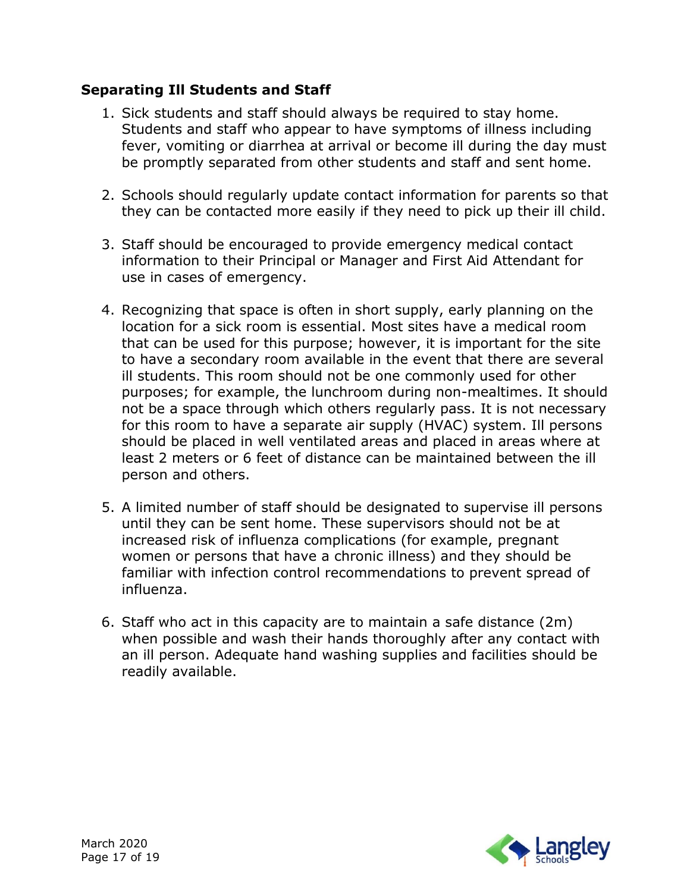### Separating Ill Students and Staff

1. Sick students and staff should always be required to stay home. Students and staff who appear to have symptoms of illness including fever, vomiting or diarrhea at arrival or become ill during the day must be promptly separated from other students and staff and sent home.

2. Schools should regularly update contact information for parents so that they can be contacted more easily if they need to pick up their ill child.

3. Staff should be encouraged to provide emergency medical contact information to their Principal or Manager and First Aid Attendant for use in cases of emergency.

4. Recognizing that space is often in short supply, early planning on the location for a sick room is essential. Most sites have a medical room that can be used for this purpose; however, it is important for the site to have a secondary room available in the event that there are several ill students. This room should not be one commonly used for other purposes; for example, the lunchroom during non-mealtimes. It should not be a space through which others regularly pass. It is not necessary for this room to have a separate air supply (HVAC) system. Ill persons should be placed in well ventilated areas and placed in areas where at least 2 meters or 6 feet of distance can be maintained between the ill person and others.

5. A limited number of staff should be designated to supervise ill persons until they can be sent home. These supervisors should not be at increased risk of influenza complications (for example, pregnant women or persons that have a chronic illness) and they should be familiar with infection control recommendations to prevent spread of influenza.

6. Staff who act in this capacity are to maintain a safe distance (2m) when possible and wash their hands thoroughly after any contact with an ill person. Adequate hand washing supplies and facilities should be readily available.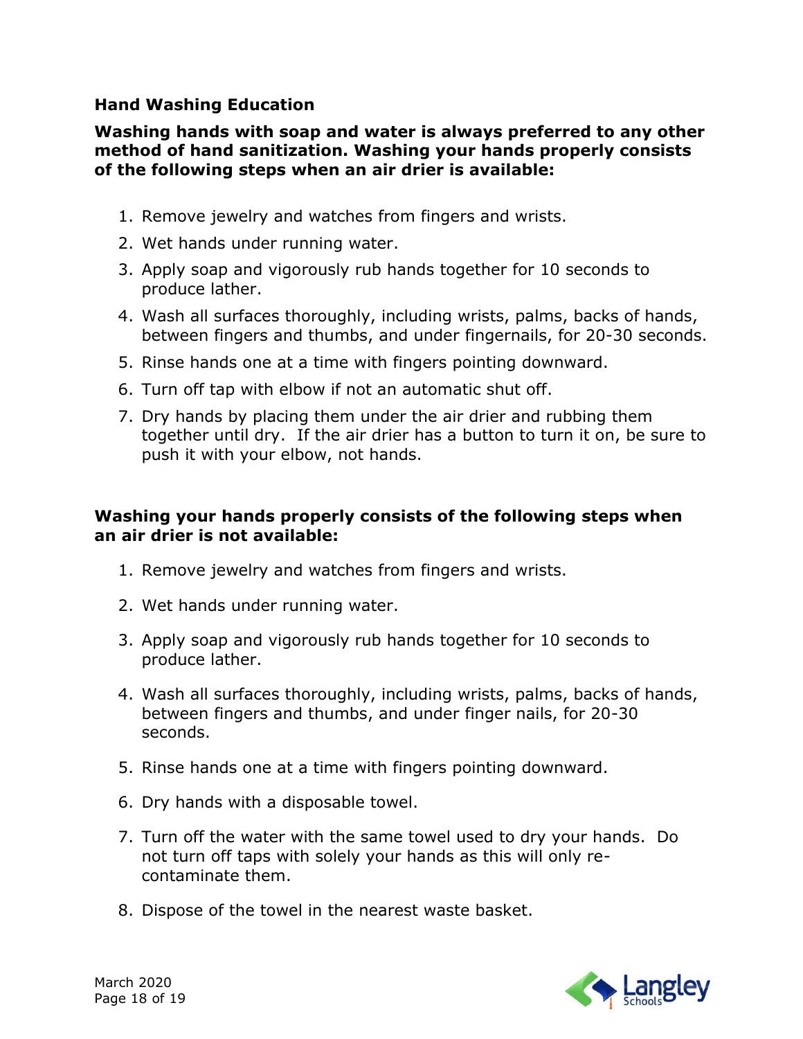## Hand Washing Education

**Washing hands with soap and water is always preferred to any other method of hand sanitization. Washing your hands properly consists of the following steps when an air drier is available:**

1. Remove jewelry and watches from fingers and wrists.
2. Wet hands under running water.
3. Apply soap and vigorously rub hands together for 10 seconds to produce lather.
4. Wash all surfaces thoroughly, including wrists, palms, backs of hands, between fingers and thumbs, and under fingernails, for 20-30 seconds.
5. Rinse hands one at a time with fingers pointing downward.
6. Turn off tap with elbow if not an automatic shut off.
7. Dry hands by placing them under the air drier and rubbing them together until dry. If the air drier has a button to turn it on, be sure to push it with your elbow, not hands.

**Washing your hands properly consists of the following steps when an air drier is not available:**

1. Remove jewelry and watches from fingers and wrists.
2. Wet hands under running water.
3. Apply soap and vigorously rub hands together for 10 seconds to produce lather.
4. Wash all surfaces thoroughly, including wrists, palms, backs of hands, between fingers and thumbs, and under finger nails, for 20-30 seconds.
5. Rinse hands one at a time with fingers pointing downward.
6. Dry hands with a disposable towel.
7. Turn off the water with the same towel used to dry your hands. Do not turn off taps with solely your hands as this will only re-contaminate them.
8. Dispose of the towel in the nearest waste basket.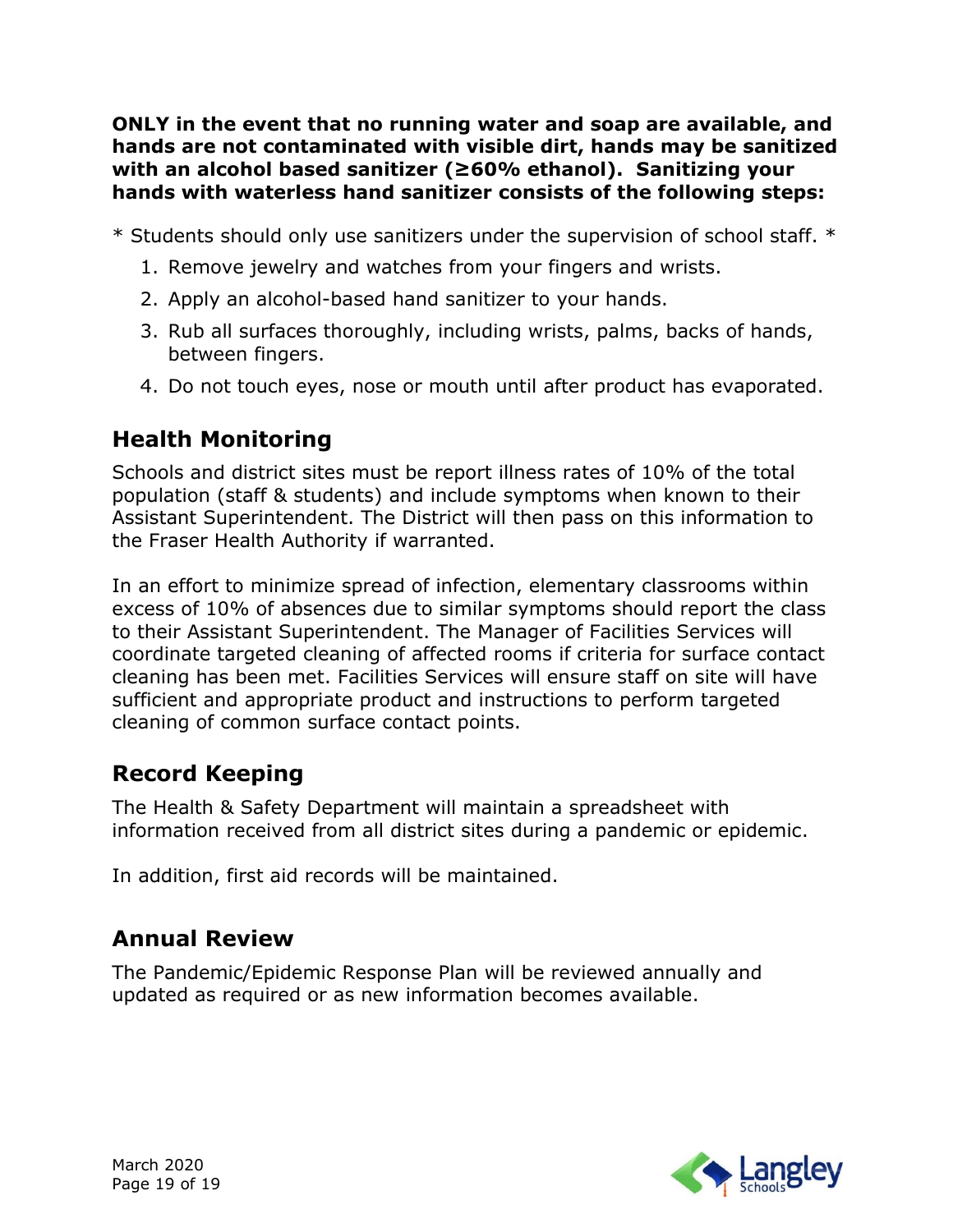**ONLY in the event that no running water and soap are available, and hands are not contaminated with visible dirt, hands may be sanitized with an alcohol based sanitizer (≥60% ethanol). Sanitizing your hands with waterless hand sanitizer consists of the following steps:**

* Students should only use sanitizers under the supervision of school staff. *

1. Remove jewelry and watches from your fingers and wrists.
2. Apply an alcohol-based hand sanitizer to your hands.
3. Rub all surfaces thoroughly, including wrists, palms, backs of hands, between fingers.
4. Do not touch eyes, nose or mouth until after product has evaporated.

## Health Monitoring

Schools and district sites must be report illness rates of 10% of the total population (staff & students) and include symptoms when known to their Assistant Superintendent. The District will then pass on this information to the Fraser Health Authority if warranted.

In an effort to minimize spread of infection, elementary classrooms within excess of 10% of absences due to similar symptoms should report the class to their Assistant Superintendent. The Manager of Facilities Services will coordinate targeted cleaning of affected rooms if criteria for surface contact cleaning has been met. Facilities Services will ensure staff on site will have sufficient and appropriate product and instructions to perform targeted cleaning of common surface contact points.

## Record Keeping

The Health & Safety Department will maintain a spreadsheet with information received from all district sites during a pandemic or epidemic.

In addition, first aid records will be maintained.

## Annual Review

The Pandemic/Epidemic Response Plan will be reviewed annually and updated as required or as new information becomes available.

March 2020